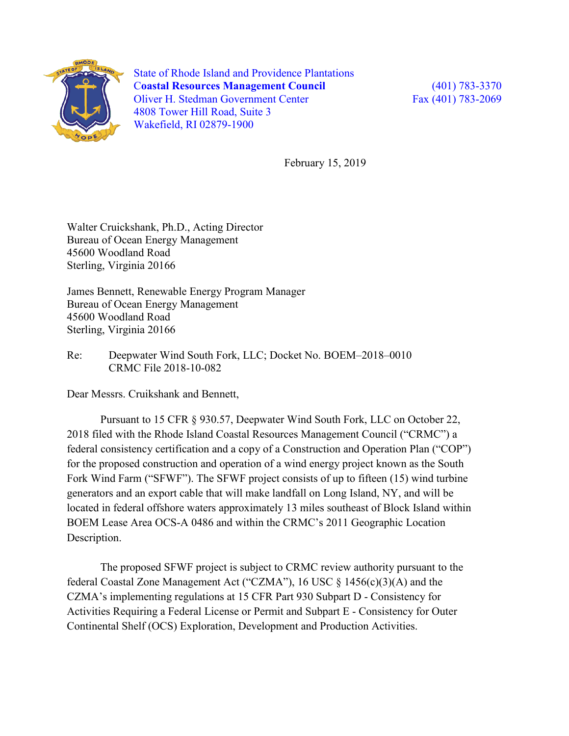State of Rhode Island and Providence Plantations
**Coastal Resources Management Council**
Oliver H. Stedman Government Center
4808 Tower Hill Road, Suite 3
Wakefield, RI 02879-1900

(401) 783-3370
Fax (401) 783-2069

February 15, 2019

Walter Cruickshank, Ph.D., Acting Director
Bureau of Ocean Energy Management
45600 Woodland Road
Sterling, Virginia 20166

James Bennett, Renewable Energy Program Manager
Bureau of Ocean Energy Management
45600 Woodland Road
Sterling, Virginia 20166

Re: Deepwater Wind South Fork, LLC; Docket No. BOEM–2018–0010
CRMC File 2018-10-082

Dear Messrs. Cruikshank and Bennett,

Pursuant to 15 CFR § 930.57, Deepwater Wind South Fork, LLC on October 22, 2018 filed with the Rhode Island Coastal Resources Management Council ("CRMC") a federal consistency certification and a copy of a Construction and Operation Plan ("COP") for the proposed construction and operation of a wind energy project known as the South Fork Wind Farm ("SFWF"). The SFWF project consists of up to fifteen (15) wind turbine generators and an export cable that will make landfall on Long Island, NY, and will be located in federal offshore waters approximately 13 miles southeast of Block Island within BOEM Lease Area OCS-A 0486 and within the CRMC's 2011 Geographic Location Description.

The proposed SFWF project is subject to CRMC review authority pursuant to the federal Coastal Zone Management Act ("CZMA"), 16 USC § 1456(c)(3)(A) and the CZMA's implementing regulations at 15 CFR Part 930 Subpart D - Consistency for Activities Requiring a Federal License or Permit and Subpart E - Consistency for Outer Continental Shelf (OCS) Exploration, Development and Production Activities.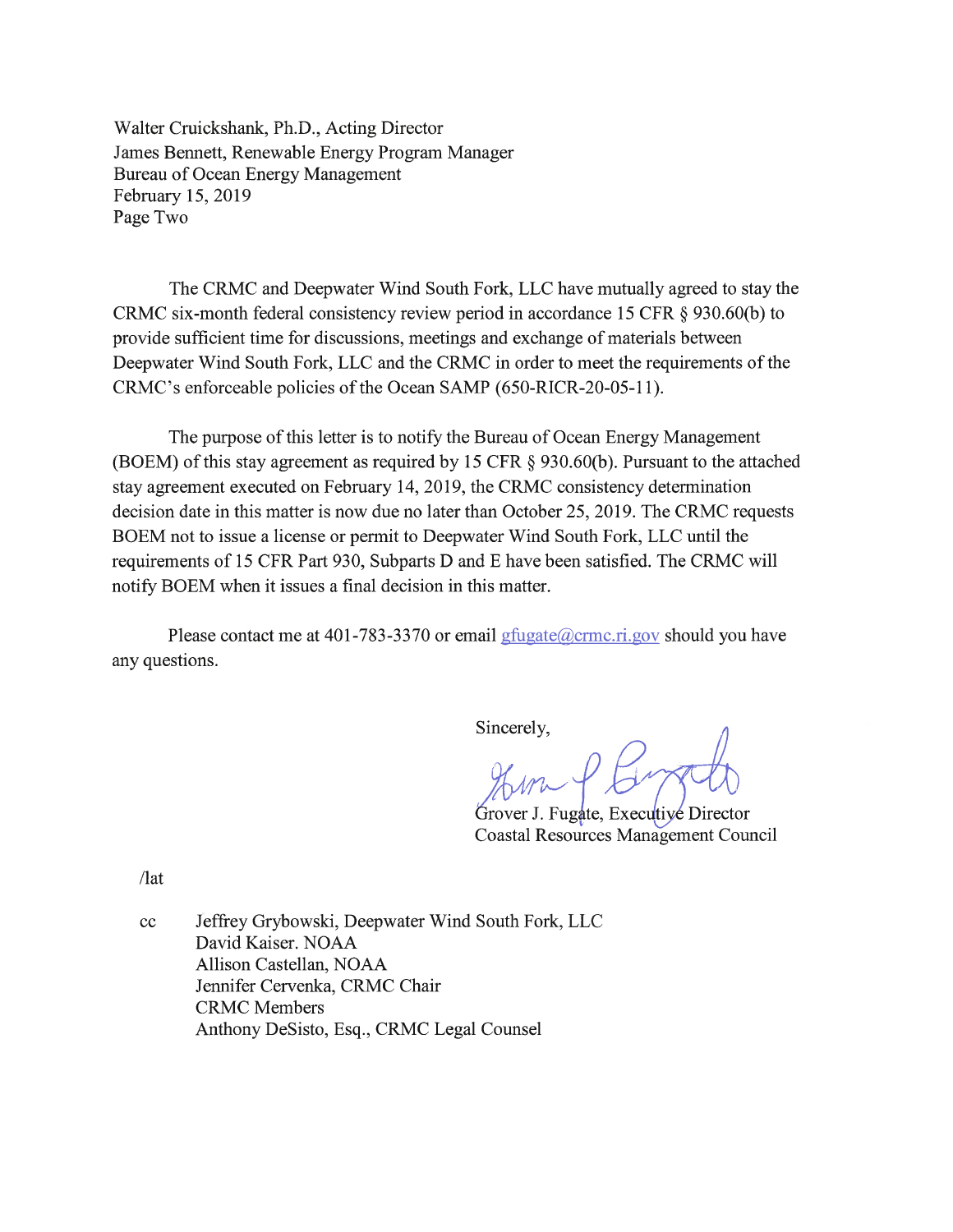Walter Cruickshank, Ph.D., Acting Director
James Bennett, Renewable Energy Program Manager
Bureau of Ocean Energy Management
February 15, 2019
Page Two

The CRMC and Deepwater Wind South Fork, LLC have mutually agreed to stay the CRMC six-month federal consistency review period in accordance 15 CFR § 930.60(b) to provide sufficient time for discussions, meetings and exchange of materials between Deepwater Wind South Fork, LLC and the CRMC in order to meet the requirements of the CRMC's enforceable policies of the Ocean SAMP (650-RICR-20-05-11).

The purpose of this letter is to notify the Bureau of Ocean Energy Management (BOEM) of this stay agreement as required by 15 CFR § 930.60(b). Pursuant to the attached stay agreement executed on February 14, 2019, the CRMC consistency determination decision date in this matter is now due no later than October 25, 2019. The CRMC requests BOEM not to issue a license or permit to Deepwater Wind South Fork, LLC until the requirements of 15 CFR Part 930, Subparts D and E have been satisfied. The CRMC will notify BOEM when it issues a final decision in this matter.

Please contact me at 401-783-3370 or email gfugate@crmc.ri.gov should you have any questions.

Sincerely,

Grover J. Fugate, Executive Director
Coastal Resources Management Council

/lat

cc Jeffrey Grybowski, Deepwater Wind South Fork, LLC
David Kaiser. NOAA
Allison Castellan, NOAA
Jennifer Cervenka, CRMC Chair
CRMC Members
Anthony DeSisto, Esq., CRMC Legal Counsel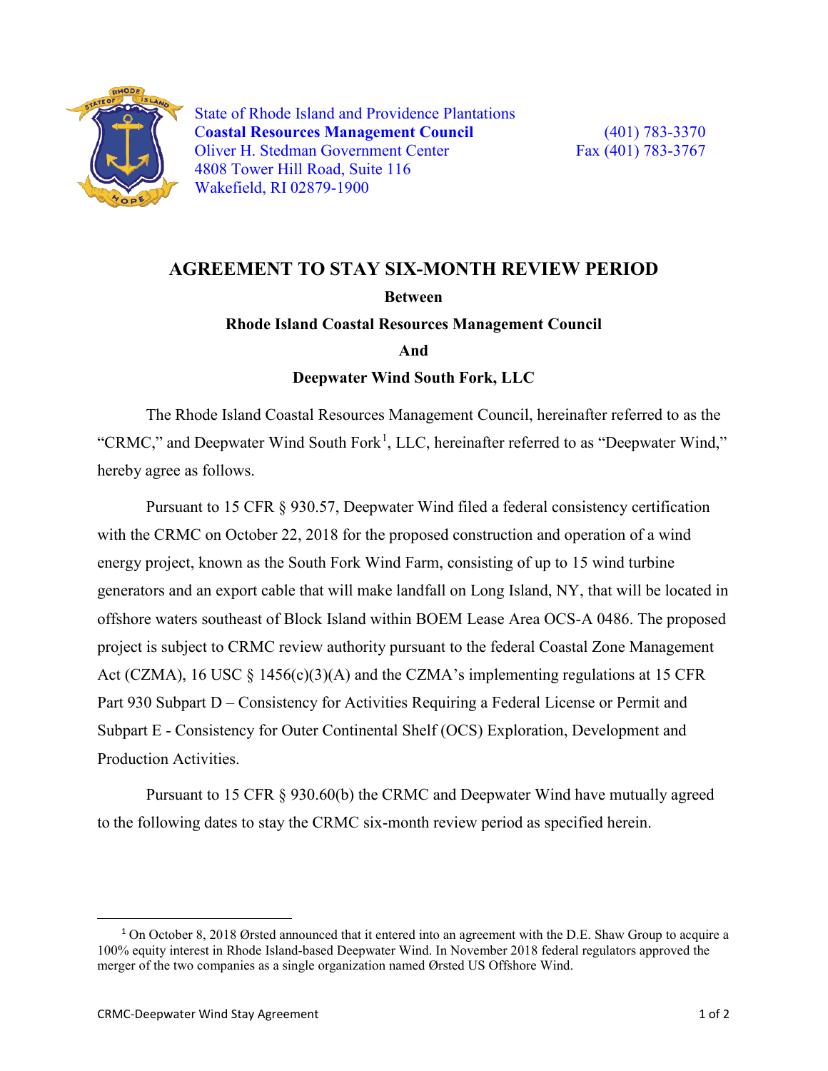State of Rhode Island and Providence Plantations
**Coastal Resources Management Council**
Oliver H. Stedman Government Center
4808 Tower Hill Road, Suite 116
Wakefield, RI 02879-1900

(401) 783-3370
Fax (401) 783-3767

# AGREEMENT TO STAY SIX-MONTH REVIEW PERIOD

**Between**

**Rhode Island Coastal Resources Management Council**

**And**

**Deepwater Wind South Fork, LLC**

The Rhode Island Coastal Resources Management Council, hereinafter referred to as the "CRMC," and Deepwater Wind South Fork[1], LLC, hereinafter referred to as "Deepwater Wind," hereby agree as follows.

Pursuant to 15 CFR § 930.57, Deepwater Wind filed a federal consistency certification with the CRMC on October 22, 2018 for the proposed construction and operation of a wind energy project, known as the South Fork Wind Farm, consisting of up to 15 wind turbine generators and an export cable that will make landfall on Long Island, NY, that will be located in offshore waters southeast of Block Island within BOEM Lease Area OCS-A 0486. The proposed project is subject to CRMC review authority pursuant to the federal Coastal Zone Management Act (CZMA), 16 USC § 1456(c)(3)(A) and the CZMA's implementing regulations at 15 CFR Part 930 Subpart D – Consistency for Activities Requiring a Federal License or Permit and Subpart E - Consistency for Outer Continental Shelf (OCS) Exploration, Development and Production Activities.

Pursuant to 15 CFR § 930.60(b) the CRMC and Deepwater Wind have mutually agreed to the following dates to stay the CRMC six-month review period as specified herein.

---

[1] On October 8, 2018 Ørsted announced that it entered into an agreement with the D.E. Shaw Group to acquire a 100% equity interest in Rhode Island-based Deepwater Wind. In November 2018 federal regulators approved the merger of the two companies as a single organization named Ørsted US Offshore Wind.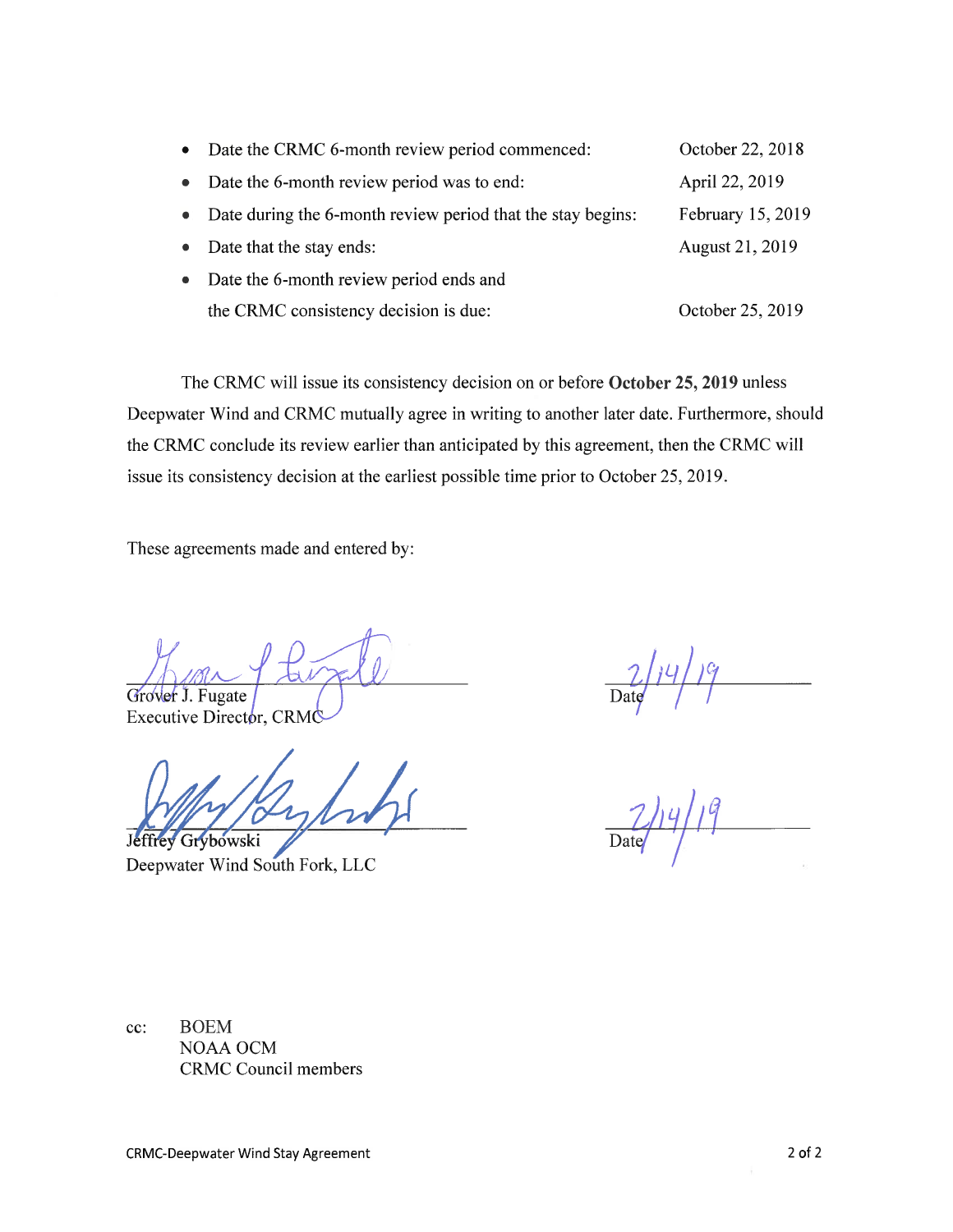- Date the CRMC 6-month review period commenced: October 22, 2018
- Date the 6-month review period was to end: April 22, 2019
- Date during the 6-month review period that the stay begins: February 15, 2019
- Date that the stay ends: August 21, 2019
- Date the 6-month review period ends and the CRMC consistency decision is due: October 25, 2019

The CRMC will issue its consistency decision on or before **October 25, 2019** unless Deepwater Wind and CRMC mutually agree in writing to another later date. Furthermore, should the CRMC conclude its review earlier than anticipated by this agreement, then the CRMC will issue its consistency decision at the earliest possible time prior to October 25, 2019.

These agreements made and entered by:

Grover J. Fugate
Executive Director, CRMC

Date 2/14/19

Jeffrey Grybowski
Deepwater Wind South Fork, LLC

Date 2/14/19

cc: BOEM
NOAA OCM
CRMC Council members